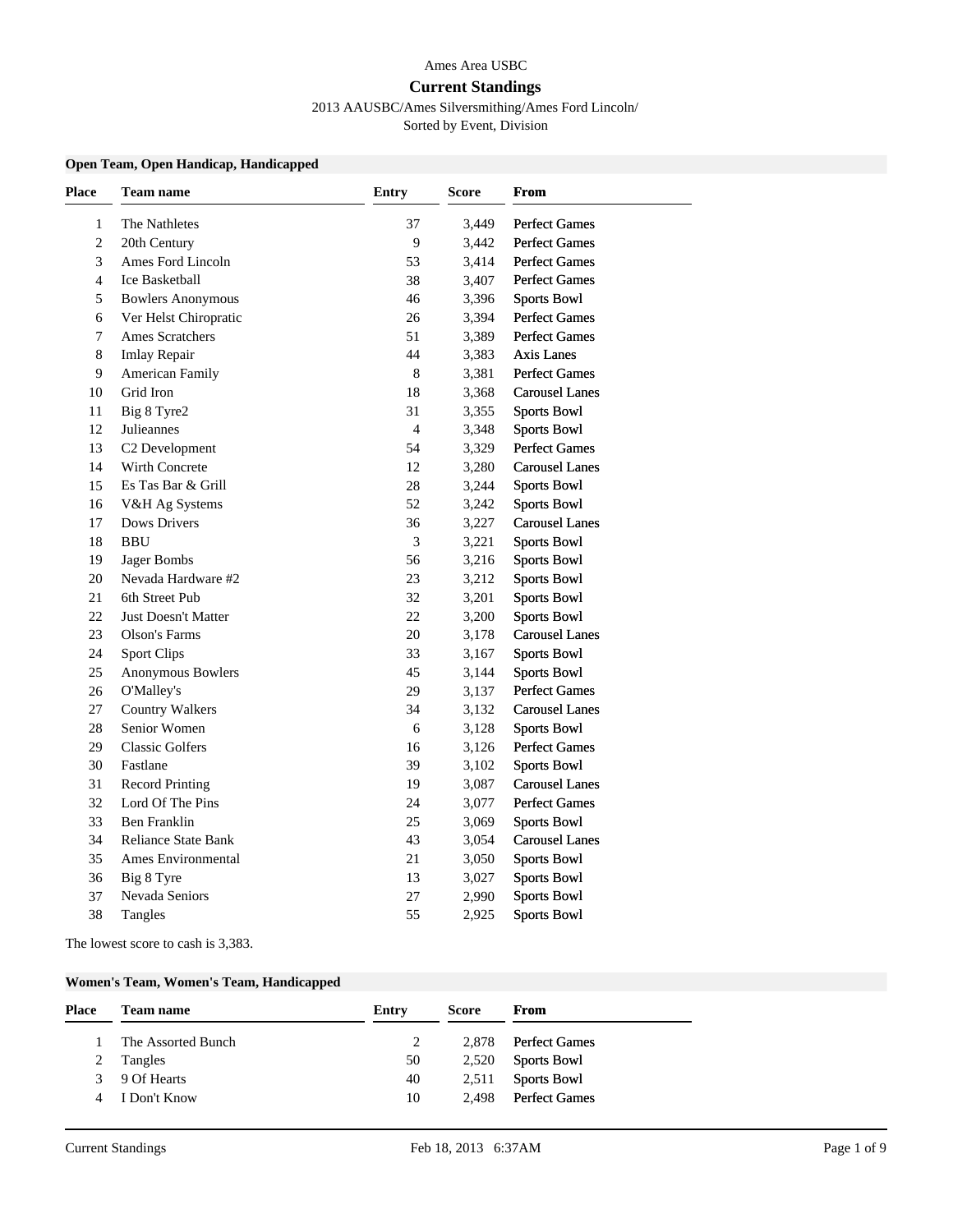Ames Area USBC

# Current Standings

2013 AAUSBC/Ames Silversmithing/Ames Ford Lincoln/

Sorted by Event, Division

## Open Team, Open Handicap, Handicapped

| Place | Team name | Entry | Score | From |
|---|---|---|---|---|
| 1 | The Nathletes | 37 | 3,449 | Perfect Games |
| 2 | 20th Century | 9 | 3,442 | Perfect Games |
| 3 | Ames Ford Lincoln | 53 | 3,414 | Perfect Games |
| 4 | Ice Basketball | 38 | 3,407 | Perfect Games |
| 5 | Bowlers Anonymous | 46 | 3,396 | Sports Bowl |
| 6 | Ver Helst Chiropratic | 26 | 3,394 | Perfect Games |
| 7 | Ames Scratchers | 51 | 3,389 | Perfect Games |
| 8 | Imlay Repair | 44 | 3,383 | Axis Lanes |
| 9 | American Family | 8 | 3,381 | Perfect Games |
| 10 | Grid Iron | 18 | 3,368 | Carousel Lanes |
| 11 | Big 8 Tyre2 | 31 | 3,355 | Sports Bowl |
| 12 | Julieannes | 4 | 3,348 | Sports Bowl |
| 13 | C2 Development | 54 | 3,329 | Perfect Games |
| 14 | Wirth Concrete | 12 | 3,280 | Carousel Lanes |
| 15 | Es Tas Bar & Grill | 28 | 3,244 | Sports Bowl |
| 16 | V&H Ag Systems | 52 | 3,242 | Sports Bowl |
| 17 | Dows Drivers | 36 | 3,227 | Carousel Lanes |
| 18 | BBU | 3 | 3,221 | Sports Bowl |
| 19 | Jager Bombs | 56 | 3,216 | Sports Bowl |
| 20 | Nevada Hardware #2 | 23 | 3,212 | Sports Bowl |
| 21 | 6th Street Pub | 32 | 3,201 | Sports Bowl |
| 22 | Just Doesn't Matter | 22 | 3,200 | Sports Bowl |
| 23 | Olson's Farms | 20 | 3,178 | Carousel Lanes |
| 24 | Sport Clips | 33 | 3,167 | Sports Bowl |
| 25 | Anonymous Bowlers | 45 | 3,144 | Sports Bowl |
| 26 | O'Malley's | 29 | 3,137 | Perfect Games |
| 27 | Country Walkers | 34 | 3,132 | Carousel Lanes |
| 28 | Senior Women | 6 | 3,128 | Sports Bowl |
| 29 | Classic Golfers | 16 | 3,126 | Perfect Games |
| 30 | Fastlane | 39 | 3,102 | Sports Bowl |
| 31 | Record Printing | 19 | 3,087 | Carousel Lanes |
| 32 | Lord Of The Pins | 24 | 3,077 | Perfect Games |
| 33 | Ben Franklin | 25 | 3,069 | Sports Bowl |
| 34 | Reliance State Bank | 43 | 3,054 | Carousel Lanes |
| 35 | Ames Environmental | 21 | 3,050 | Sports Bowl |
| 36 | Big 8 Tyre | 13 | 3,027 | Sports Bowl |
| 37 | Nevada Seniors | 27 | 2,990 | Sports Bowl |
| 38 | Tangles | 55 | 2,925 | Sports Bowl |

The lowest score to cash is 3,383.

## Women's Team, Women's Team, Handicapped

| Place | Team name | Entry | Score | From |
|---|---|---|---|---|
| 1 | The Assorted Bunch | 2 | 2,878 | Perfect Games |
| 2 | Tangles | 50 | 2,520 | Sports Bowl |
| 3 | 9 Of Hearts | 40 | 2,511 | Sports Bowl |
| 4 | I Don't Know | 10 | 2,498 | Perfect Games |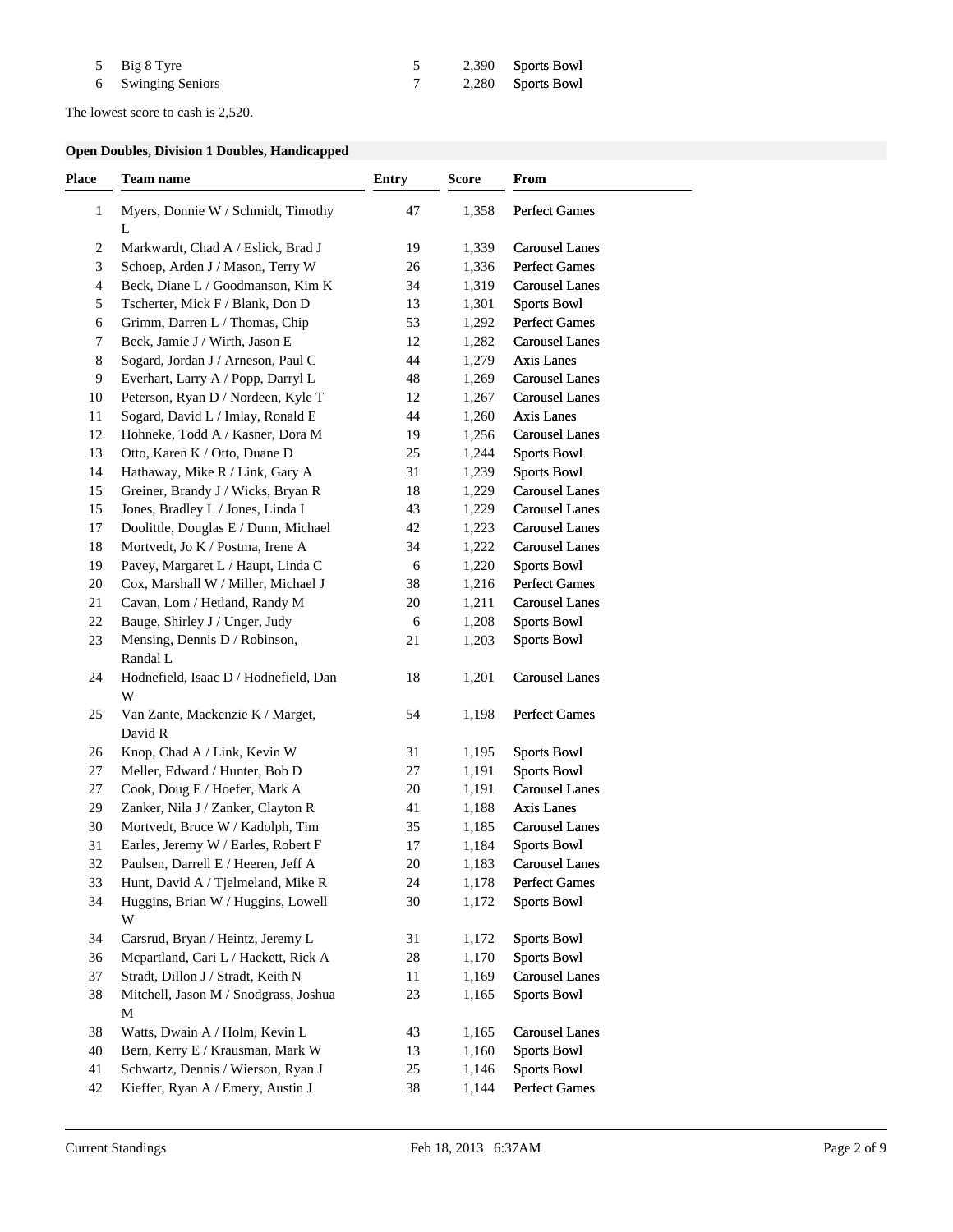| | | | | |
|---|---|---|---|---|
| 5 | Big 8 Tyre | 5 | 2,390 | Sports Bowl |
| 6 | Swinging Seniors | 7 | 2,280 | Sports Bowl |

The lowest score to cash is 2,520.

### Open Doubles, Division 1 Doubles, Handicapped

| Place | Team name | Entry | Score | From |
|---|---|---|---|---|
| 1 | Myers, Donnie W / Schmidt, Timothy L | 47 | 1,358 | Perfect Games |
| 2 | Markwardt, Chad A / Eslick, Brad J | 19 | 1,339 | Carousel Lanes |
| 3 | Schoep, Arden J / Mason, Terry W | 26 | 1,336 | Perfect Games |
| 4 | Beck, Diane L / Goodmanson, Kim K | 34 | 1,319 | Carousel Lanes |
| 5 | Tscherter, Mick F / Blank, Don D | 13 | 1,301 | Sports Bowl |
| 6 | Grimm, Darren L / Thomas, Chip | 53 | 1,292 | Perfect Games |
| 7 | Beck, Jamie J / Wirth, Jason E | 12 | 1,282 | Carousel Lanes |
| 8 | Sogard, Jordan J / Arneson, Paul C | 44 | 1,279 | Axis Lanes |
| 9 | Everhart, Larry A / Popp, Darryl L | 48 | 1,269 | Carousel Lanes |
| 10 | Peterson, Ryan D / Nordeen, Kyle T | 12 | 1,267 | Carousel Lanes |
| 11 | Sogard, David L / Imlay, Ronald E | 44 | 1,260 | Axis Lanes |
| 12 | Hohneke, Todd A / Kasner, Dora M | 19 | 1,256 | Carousel Lanes |
| 13 | Otto, Karen K / Otto, Duane D | 25 | 1,244 | Sports Bowl |
| 14 | Hathaway, Mike R / Link, Gary A | 31 | 1,239 | Sports Bowl |
| 15 | Greiner, Brandy J / Wicks, Bryan R | 18 | 1,229 | Carousel Lanes |
| 15 | Jones, Bradley L / Jones, Linda I | 43 | 1,229 | Carousel Lanes |
| 17 | Doolittle, Douglas E / Dunn, Michael | 42 | 1,223 | Carousel Lanes |
| 18 | Mortvedt, Jo K / Postma, Irene A | 34 | 1,222 | Carousel Lanes |
| 19 | Pavey, Margaret L / Haupt, Linda C | 6 | 1,220 | Sports Bowl |
| 20 | Cox, Marshall W / Miller, Michael J | 38 | 1,216 | Perfect Games |
| 21 | Cavan, Lom / Hetland, Randy M | 20 | 1,211 | Carousel Lanes |
| 22 | Bauge, Shirley J / Unger, Judy | 6 | 1,208 | Sports Bowl |
| 23 | Mensing, Dennis D / Robinson, Randal L | 21 | 1,203 | Sports Bowl |
| 24 | Hodnefield, Isaac D / Hodnefield, Dan W | 18 | 1,201 | Carousel Lanes |
| 25 | Van Zante, Mackenzie K / Marget, David R | 54 | 1,198 | Perfect Games |
| 26 | Knop, Chad A / Link, Kevin W | 31 | 1,195 | Sports Bowl |
| 27 | Meller, Edward / Hunter, Bob D | 27 | 1,191 | Sports Bowl |
| 27 | Cook, Doug E / Hoefer, Mark A | 20 | 1,191 | Carousel Lanes |
| 29 | Zanker, Nila J / Zanker, Clayton R | 41 | 1,188 | Axis Lanes |
| 30 | Mortvedt, Bruce W / Kadolph, Tim | 35 | 1,185 | Carousel Lanes |
| 31 | Earles, Jeremy W / Earles, Robert F | 17 | 1,184 | Sports Bowl |
| 32 | Paulsen, Darrell E / Heeren, Jeff A | 20 | 1,183 | Carousel Lanes |
| 33 | Hunt, David A / Tjelmeland, Mike R | 24 | 1,178 | Perfect Games |
| 34 | Huggins, Brian W / Huggins, Lowell W | 30 | 1,172 | Sports Bowl |
| 34 | Carsrud, Bryan / Heintz, Jeremy L | 31 | 1,172 | Sports Bowl |
| 36 | Mcpartland, Cari L / Hackett, Rick A | 28 | 1,170 | Sports Bowl |
| 37 | Stradt, Dillon J / Stradt, Keith N | 11 | 1,169 | Carousel Lanes |
| 38 | Mitchell, Jason M / Snodgrass, Joshua M | 23 | 1,165 | Sports Bowl |
| 38 | Watts, Dwain A / Holm, Kevin L | 43 | 1,165 | Carousel Lanes |
| 40 | Bern, Kerry E / Krausman, Mark W | 13 | 1,160 | Sports Bowl |
| 41 | Schwartz, Dennis / Wierson, Ryan J | 25 | 1,146 | Sports Bowl |
| 42 | Kieffer, Ryan A / Emery, Austin J | 38 | 1,144 | Perfect Games |

Current Standings Feb 18, 2013 6:37AM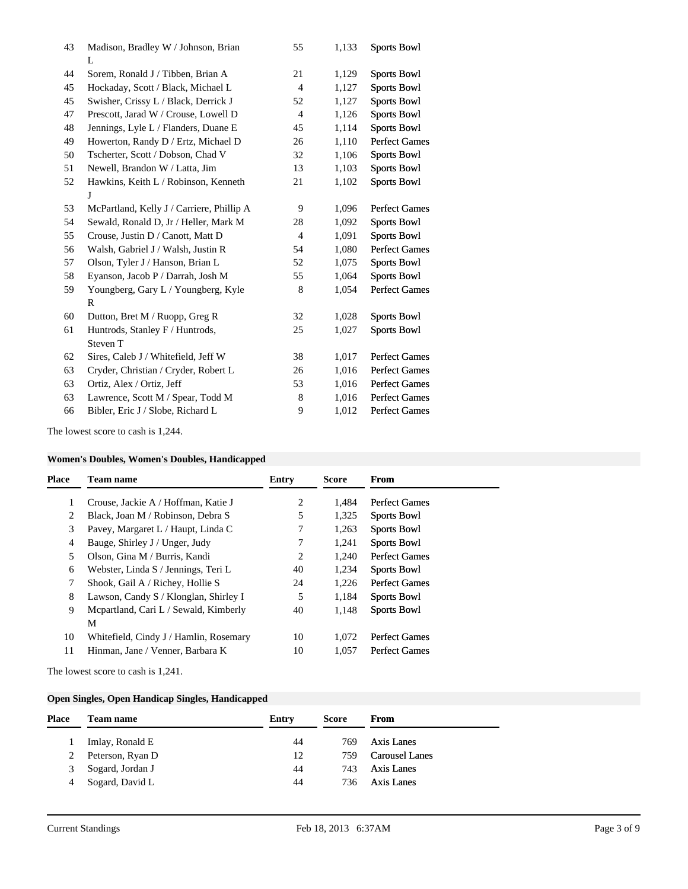| Place | Team name | Entry | Score | From |
|---|---|---|---|---|
| 43 | Madison, Bradley W / Johnson, Brian L | 55 | 1,133 | Sports Bowl |
| 44 | Sorem, Ronald J / Tibben, Brian A | 21 | 1,129 | Sports Bowl |
| 45 | Hockaday, Scott / Black, Michael L | 4 | 1,127 | Sports Bowl |
| 45 | Swisher, Crissy L / Black, Derrick J | 52 | 1,127 | Sports Bowl |
| 47 | Prescott, Jarad W / Crouse, Lowell D | 4 | 1,126 | Sports Bowl |
| 48 | Jennings, Lyle L / Flanders, Duane E | 45 | 1,114 | Sports Bowl |
| 49 | Howerton, Randy D / Ertz, Michael D | 26 | 1,110 | Perfect Games |
| 50 | Tscherter, Scott / Dobson, Chad V | 32 | 1,106 | Sports Bowl |
| 51 | Newell, Brandon W / Latta, Jim | 13 | 1,103 | Sports Bowl |
| 52 | Hawkins, Keith L / Robinson, Kenneth J | 21 | 1,102 | Sports Bowl |
| 53 | McPartland, Kelly J / Carriere, Phillip A | 9 | 1,096 | Perfect Games |
| 54 | Sewald, Ronald D, Jr / Heller, Mark M | 28 | 1,092 | Sports Bowl |
| 55 | Crouse, Justin D / Canott, Matt D | 4 | 1,091 | Sports Bowl |
| 56 | Walsh, Gabriel J / Walsh, Justin R | 54 | 1,080 | Perfect Games |
| 57 | Olson, Tyler J / Hanson, Brian L | 52 | 1,075 | Sports Bowl |
| 58 | Eyanson, Jacob P / Darrah, Josh M | 55 | 1,064 | Sports Bowl |
| 59 | Youngberg, Gary L / Youngberg, Kyle R | 8 | 1,054 | Perfect Games |
| 60 | Dutton, Bret M / Ruopp, Greg R | 32 | 1,028 | Sports Bowl |
| 61 | Huntrods, Stanley F / Huntrods, Steven T | 25 | 1,027 | Sports Bowl |
| 62 | Sires, Caleb J / Whitefield, Jeff W | 38 | 1,017 | Perfect Games |
| 63 | Cryder, Christian / Cryder, Robert L | 26 | 1,016 | Perfect Games |
| 63 | Ortiz, Alex / Ortiz, Jeff | 53 | 1,016 | Perfect Games |
| 63 | Lawrence, Scott M / Spear, Todd M | 8 | 1,016 | Perfect Games |
| 66 | Bibler, Eric J / Slobe, Richard L | 9 | 1,012 | Perfect Games |

The lowest score to cash is 1,244.

**Women's Doubles, Women's Doubles, Handicapped**

| Place | Team name | Entry | Score | From |
|---|---|---|---|---|
| 1 | Crouse, Jackie A / Hoffman, Katie J | 2 | 1,484 | Perfect Games |
| 2 | Black, Joan M / Robinson, Debra S | 5 | 1,325 | Sports Bowl |
| 3 | Pavey, Margaret L / Haupt, Linda C | 7 | 1,263 | Sports Bowl |
| 4 | Bauge, Shirley J / Unger, Judy | 7 | 1,241 | Sports Bowl |
| 5 | Olson, Gina M / Burris, Kandi | 2 | 1,240 | Perfect Games |
| 6 | Webster, Linda S / Jennings, Teri L | 40 | 1,234 | Sports Bowl |
| 7 | Shook, Gail A / Richey, Hollie S | 24 | 1,226 | Perfect Games |
| 8 | Lawson, Candy S / Klonglan, Shirley I | 5 | 1,184 | Sports Bowl |
| 9 | Mcpartland, Cari L / Sewald, Kimberly M | 40 | 1,148 | Sports Bowl |
| 10 | Whitefield, Cindy J / Hamlin, Rosemary | 10 | 1,072 | Perfect Games |
| 11 | Hinman, Jane / Venner, Barbara K | 10 | 1,057 | Perfect Games |

The lowest score to cash is 1,241.

**Open Singles, Open Handicap Singles, Handicapped**

| Place | Team name | Entry | Score | From |
|---|---|---|---|---|
| 1 | Imlay, Ronald E | 44 | 769 | Axis Lanes |
| 2 | Peterson, Ryan D | 12 | 759 | Carousel Lanes |
| 3 | Sogard, Jordan J | 44 | 743 | Axis Lanes |
| 4 | Sogard, David L | 44 | 736 | Axis Lanes |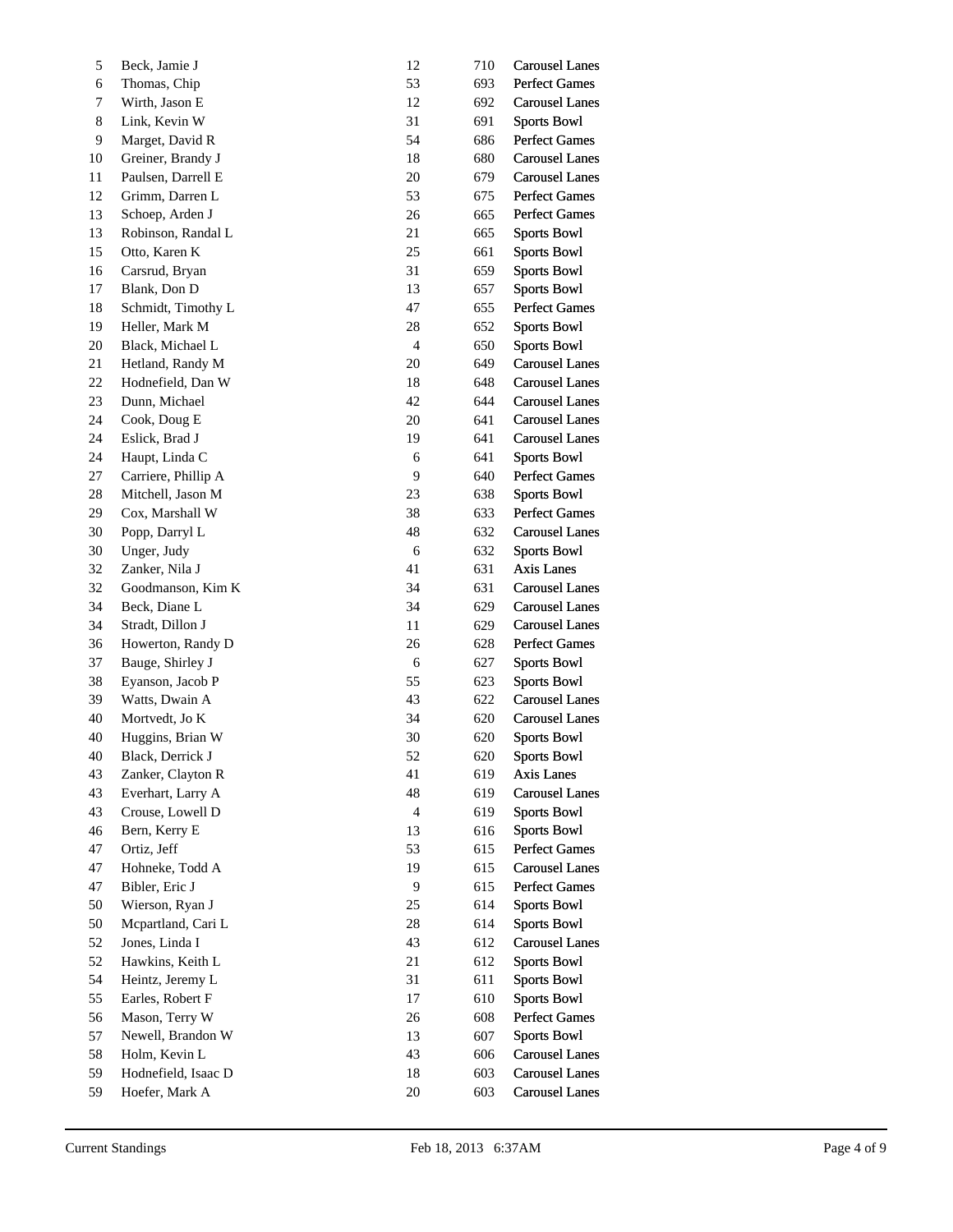| | | | | |
|---|---|---|---|---|
| 5 | Beck, Jamie J | 12 | 710 | Carousel Lanes |
| 6 | Thomas, Chip | 53 | 693 | Perfect Games |
| 7 | Wirth, Jason E | 12 | 692 | Carousel Lanes |
| 8 | Link, Kevin W | 31 | 691 | Sports Bowl |
| 9 | Marget, David R | 54 | 686 | Perfect Games |
| 10 | Greiner, Brandy J | 18 | 680 | Carousel Lanes |
| 11 | Paulsen, Darrell E | 20 | 679 | Carousel Lanes |
| 12 | Grimm, Darren L | 53 | 675 | Perfect Games |
| 13 | Schoep, Arden J | 26 | 665 | Perfect Games |
| 13 | Robinson, Randal L | 21 | 665 | Sports Bowl |
| 15 | Otto, Karen K | 25 | 661 | Sports Bowl |
| 16 | Carsrud, Bryan | 31 | 659 | Sports Bowl |
| 17 | Blank, Don D | 13 | 657 | Sports Bowl |
| 18 | Schmidt, Timothy L | 47 | 655 | Perfect Games |
| 19 | Heller, Mark M | 28 | 652 | Sports Bowl |
| 20 | Black, Michael L | 4 | 650 | Sports Bowl |
| 21 | Hetland, Randy M | 20 | 649 | Carousel Lanes |
| 22 | Hodnefield, Dan W | 18 | 648 | Carousel Lanes |
| 23 | Dunn, Michael | 42 | 644 | Carousel Lanes |
| 24 | Cook, Doug E | 20 | 641 | Carousel Lanes |
| 24 | Eslick, Brad J | 19 | 641 | Carousel Lanes |
| 24 | Haupt, Linda C | 6 | 641 | Sports Bowl |
| 27 | Carriere, Phillip A | 9 | 640 | Perfect Games |
| 28 | Mitchell, Jason M | 23 | 638 | Sports Bowl |
| 29 | Cox, Marshall W | 38 | 633 | Perfect Games |
| 30 | Popp, Darryl L | 48 | 632 | Carousel Lanes |
| 30 | Unger, Judy | 6 | 632 | Sports Bowl |
| 32 | Zanker, Nila J | 41 | 631 | Axis Lanes |
| 32 | Goodmanson, Kim K | 34 | 631 | Carousel Lanes |
| 34 | Beck, Diane L | 34 | 629 | Carousel Lanes |
| 34 | Stradt, Dillon J | 11 | 629 | Carousel Lanes |
| 36 | Howerton, Randy D | 26 | 628 | Perfect Games |
| 37 | Bauge, Shirley J | 6 | 627 | Sports Bowl |
| 38 | Eyanson, Jacob P | 55 | 623 | Sports Bowl |
| 39 | Watts, Dwain A | 43 | 622 | Carousel Lanes |
| 40 | Mortvedt, Jo K | 34 | 620 | Carousel Lanes |
| 40 | Huggins, Brian W | 30 | 620 | Sports Bowl |
| 40 | Black, Derrick J | 52 | 620 | Sports Bowl |
| 43 | Zanker, Clayton R | 41 | 619 | Axis Lanes |
| 43 | Everhart, Larry A | 48 | 619 | Carousel Lanes |
| 43 | Crouse, Lowell D | 4 | 619 | Sports Bowl |
| 46 | Bern, Kerry E | 13 | 616 | Sports Bowl |
| 47 | Ortiz, Jeff | 53 | 615 | Perfect Games |
| 47 | Hohneke, Todd A | 19 | 615 | Carousel Lanes |
| 47 | Bibler, Eric J | 9 | 615 | Perfect Games |
| 50 | Wierson, Ryan J | 25 | 614 | Sports Bowl |
| 50 | Mcpartland, Cari L | 28 | 614 | Sports Bowl |
| 52 | Jones, Linda I | 43 | 612 | Carousel Lanes |
| 52 | Hawkins, Keith L | 21 | 612 | Sports Bowl |
| 54 | Heintz, Jeremy L | 31 | 611 | Sports Bowl |
| 55 | Earles, Robert F | 17 | 610 | Sports Bowl |
| 56 | Mason, Terry W | 26 | 608 | Perfect Games |
| 57 | Newell, Brandon W | 13 | 607 | Sports Bowl |
| 58 | Holm, Kevin L | 43 | 606 | Carousel Lanes |
| 59 | Hodnefield, Isaac D | 18 | 603 | Carousel Lanes |
| 59 | Hoefer, Mark A | 20 | 603 | Carousel Lanes |

Current Standings Feb 18, 2013 6:37AM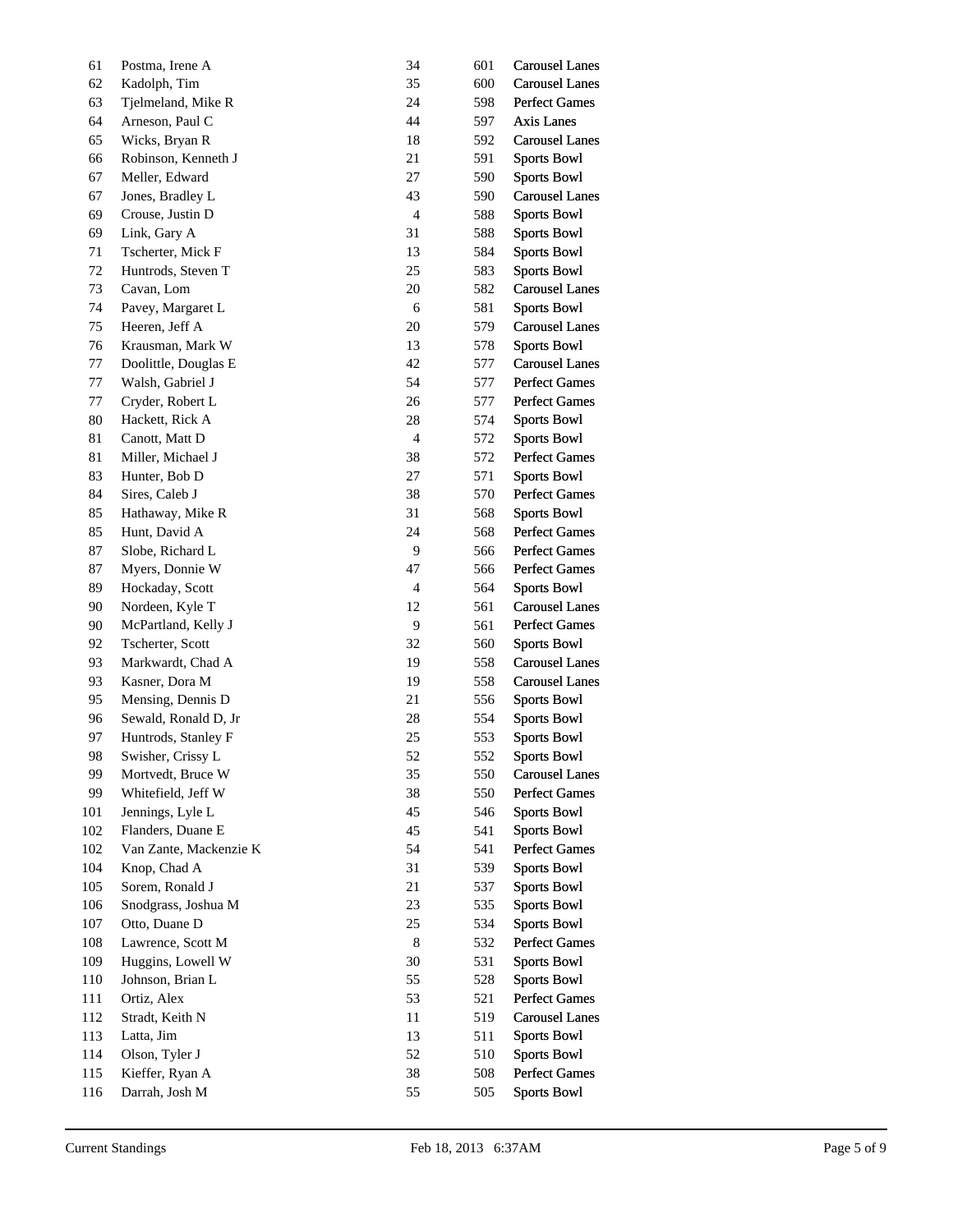| | | | | |
|---|---|---|---|---|
| 61 | Postma, Irene A | 34 | 601 | Carousel Lanes |
| 62 | Kadolph, Tim | 35 | 600 | Carousel Lanes |
| 63 | Tjelmeland, Mike R | 24 | 598 | Perfect Games |
| 64 | Arneson, Paul C | 44 | 597 | Axis Lanes |
| 65 | Wicks, Bryan R | 18 | 592 | Carousel Lanes |
| 66 | Robinson, Kenneth J | 21 | 591 | Sports Bowl |
| 67 | Meller, Edward | 27 | 590 | Sports Bowl |
| 67 | Jones, Bradley L | 43 | 590 | Carousel Lanes |
| 69 | Crouse, Justin D | 4 | 588 | Sports Bowl |
| 69 | Link, Gary A | 31 | 588 | Sports Bowl |
| 71 | Tscherter, Mick F | 13 | 584 | Sports Bowl |
| 72 | Huntrods, Steven T | 25 | 583 | Sports Bowl |
| 73 | Cavan, Lom | 20 | 582 | Carousel Lanes |
| 74 | Pavey, Margaret L | 6 | 581 | Sports Bowl |
| 75 | Heeren, Jeff A | 20 | 579 | Carousel Lanes |
| 76 | Krausman, Mark W | 13 | 578 | Sports Bowl |
| 77 | Doolittle, Douglas E | 42 | 577 | Carousel Lanes |
| 77 | Walsh, Gabriel J | 54 | 577 | Perfect Games |
| 77 | Cryder, Robert L | 26 | 577 | Perfect Games |
| 80 | Hackett, Rick A | 28 | 574 | Sports Bowl |
| 81 | Canott, Matt D | 4 | 572 | Sports Bowl |
| 81 | Miller, Michael J | 38 | 572 | Perfect Games |
| 83 | Hunter, Bob D | 27 | 571 | Sports Bowl |
| 84 | Sires, Caleb J | 38 | 570 | Perfect Games |
| 85 | Hathaway, Mike R | 31 | 568 | Sports Bowl |
| 85 | Hunt, David A | 24 | 568 | Perfect Games |
| 87 | Slobe, Richard L | 9 | 566 | Perfect Games |
| 87 | Myers, Donnie W | 47 | 566 | Perfect Games |
| 89 | Hockaday, Scott | 4 | 564 | Sports Bowl |
| 90 | Nordeen, Kyle T | 12 | 561 | Carousel Lanes |
| 90 | McPartland, Kelly J | 9 | 561 | Perfect Games |
| 92 | Tscherter, Scott | 32 | 560 | Sports Bowl |
| 93 | Markwardt, Chad A | 19 | 558 | Carousel Lanes |
| 93 | Kasner, Dora M | 19 | 558 | Carousel Lanes |
| 95 | Mensing, Dennis D | 21 | 556 | Sports Bowl |
| 96 | Sewald, Ronald D, Jr | 28 | 554 | Sports Bowl |
| 97 | Huntrods, Stanley F | 25 | 553 | Sports Bowl |
| 98 | Swisher, Crissy L | 52 | 552 | Sports Bowl |
| 99 | Mortvedt, Bruce W | 35 | 550 | Carousel Lanes |
| 99 | Whitefield, Jeff W | 38 | 550 | Perfect Games |
| 101 | Jennings, Lyle L | 45 | 546 | Sports Bowl |
| 102 | Flanders, Duane E | 45 | 541 | Sports Bowl |
| 102 | Van Zante, Mackenzie K | 54 | 541 | Perfect Games |
| 104 | Knop, Chad A | 31 | 539 | Sports Bowl |
| 105 | Sorem, Ronald J | 21 | 537 | Sports Bowl |
| 106 | Snodgrass, Joshua M | 23 | 535 | Sports Bowl |
| 107 | Otto, Duane D | 25 | 534 | Sports Bowl |
| 108 | Lawrence, Scott M | 8 | 532 | Perfect Games |
| 109 | Huggins, Lowell W | 30 | 531 | Sports Bowl |
| 110 | Johnson, Brian L | 55 | 528 | Sports Bowl |
| 111 | Ortiz, Alex | 53 | 521 | Perfect Games |
| 112 | Stradt, Keith N | 11 | 519 | Carousel Lanes |
| 113 | Latta, Jim | 13 | 511 | Sports Bowl |
| 114 | Olson, Tyler J | 52 | 510 | Sports Bowl |
| 115 | Kieffer, Ryan A | 38 | 508 | Perfect Games |
| 116 | Darrah, Josh M | 55 | 505 | Sports Bowl |

Current Standings Feb 18, 2013 6:37AM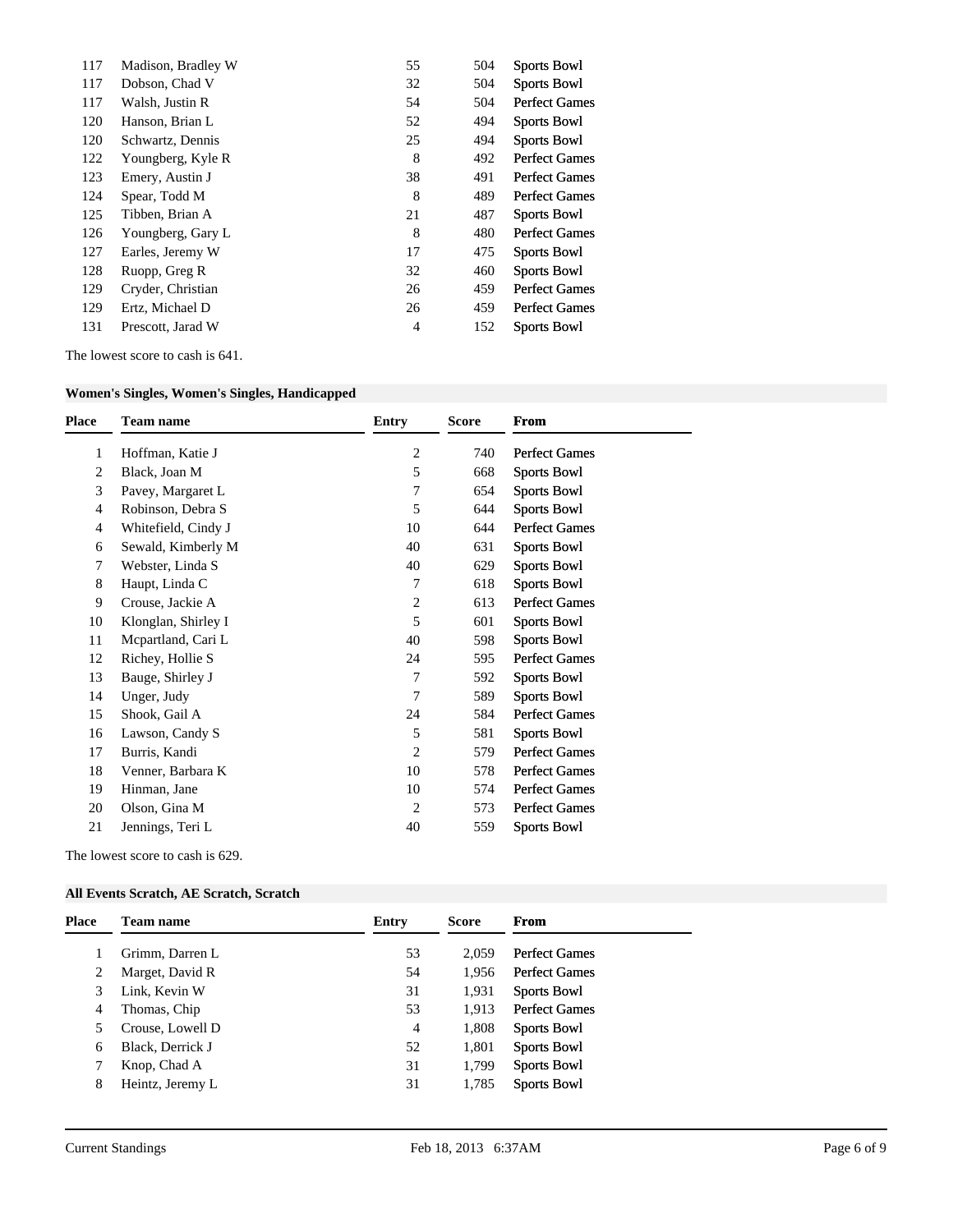| Place | Team name | Entry | Score | From |
|---|---|---|---|---|
| 117 | Madison, Bradley W | 55 | 504 | Sports Bowl |
| 117 | Dobson, Chad V | 32 | 504 | Sports Bowl |
| 117 | Walsh, Justin R | 54 | 504 | Perfect Games |
| 120 | Hanson, Brian L | 52 | 494 | Sports Bowl |
| 120 | Schwartz, Dennis | 25 | 494 | Sports Bowl |
| 122 | Youngberg, Kyle R | 8 | 492 | Perfect Games |
| 123 | Emery, Austin J | 38 | 491 | Perfect Games |
| 124 | Spear, Todd M | 8 | 489 | Perfect Games |
| 125 | Tibben, Brian A | 21 | 487 | Sports Bowl |
| 126 | Youngberg, Gary L | 8 | 480 | Perfect Games |
| 127 | Earles, Jeremy W | 17 | 475 | Sports Bowl |
| 128 | Ruopp, Greg R | 32 | 460 | Sports Bowl |
| 129 | Cryder, Christian | 26 | 459 | Perfect Games |
| 129 | Ertz, Michael D | 26 | 459 | Perfect Games |
| 131 | Prescott, Jarad W | 4 | 152 | Sports Bowl |

The lowest score to cash is 641.

### Women's Singles, Women's Singles, Handicapped

| Place | Team name | Entry | Score | From |
|---|---|---|---|---|
| 1 | Hoffman, Katie J | 2 | 740 | Perfect Games |
| 2 | Black, Joan M | 5 | 668 | Sports Bowl |
| 3 | Pavey, Margaret L | 7 | 654 | Sports Bowl |
| 4 | Robinson, Debra S | 5 | 644 | Sports Bowl |
| 4 | Whitefield, Cindy J | 10 | 644 | Perfect Games |
| 6 | Sewald, Kimberly M | 40 | 631 | Sports Bowl |
| 7 | Webster, Linda S | 40 | 629 | Sports Bowl |
| 8 | Haupt, Linda C | 7 | 618 | Sports Bowl |
| 9 | Crouse, Jackie A | 2 | 613 | Perfect Games |
| 10 | Klonglan, Shirley I | 5 | 601 | Sports Bowl |
| 11 | Mcpartland, Cari L | 40 | 598 | Sports Bowl |
| 12 | Richey, Hollie S | 24 | 595 | Perfect Games |
| 13 | Bauge, Shirley J | 7 | 592 | Sports Bowl |
| 14 | Unger, Judy | 7 | 589 | Sports Bowl |
| 15 | Shook, Gail A | 24 | 584 | Perfect Games |
| 16 | Lawson, Candy S | 5 | 581 | Sports Bowl |
| 17 | Burris, Kandi | 2 | 579 | Perfect Games |
| 18 | Venner, Barbara K | 10 | 578 | Perfect Games |
| 19 | Hinman, Jane | 10 | 574 | Perfect Games |
| 20 | Olson, Gina M | 2 | 573 | Perfect Games |
| 21 | Jennings, Teri L | 40 | 559 | Sports Bowl |

The lowest score to cash is 629.

### All Events Scratch, AE Scratch, Scratch

| Place | Team name | Entry | Score | From |
|---|---|---|---|---|
| 1 | Grimm, Darren L | 53 | 2,059 | Perfect Games |
| 2 | Marget, David R | 54 | 1,956 | Perfect Games |
| 3 | Link, Kevin W | 31 | 1,931 | Sports Bowl |
| 4 | Thomas, Chip | 53 | 1,913 | Perfect Games |
| 5 | Crouse, Lowell D | 4 | 1,808 | Sports Bowl |
| 6 | Black, Derrick J | 52 | 1,801 | Sports Bowl |
| 7 | Knop, Chad A | 31 | 1,799 | Sports Bowl |
| 8 | Heintz, Jeremy L | 31 | 1,785 | Sports Bowl |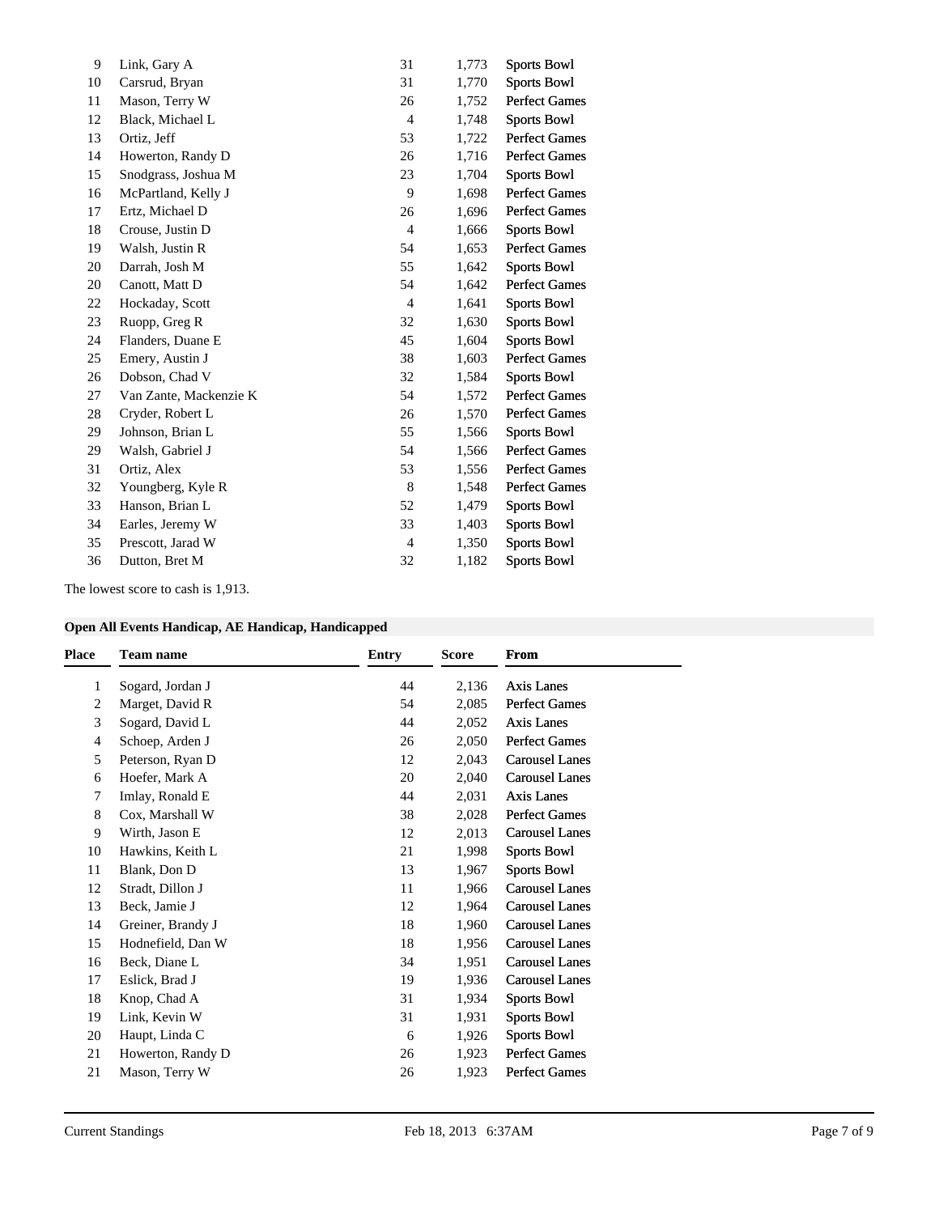| Place | Team name | Entry | Score | From |
|---|---|---|---|---|
| 9 | Link, Gary A | 31 | 1,773 | Sports Bowl |
| 10 | Carsrud, Bryan | 31 | 1,770 | Sports Bowl |
| 11 | Mason, Terry W | 26 | 1,752 | Perfect Games |
| 12 | Black, Michael L | 4 | 1,748 | Sports Bowl |
| 13 | Ortiz, Jeff | 53 | 1,722 | Perfect Games |
| 14 | Howerton, Randy D | 26 | 1,716 | Perfect Games |
| 15 | Snodgrass, Joshua M | 23 | 1,704 | Sports Bowl |
| 16 | McPartland, Kelly J | 9 | 1,698 | Perfect Games |
| 17 | Ertz, Michael D | 26 | 1,696 | Perfect Games |
| 18 | Crouse, Justin D | 4 | 1,666 | Sports Bowl |
| 19 | Walsh, Justin R | 54 | 1,653 | Perfect Games |
| 20 | Darrah, Josh M | 55 | 1,642 | Sports Bowl |
| 20 | Canott, Matt D | 54 | 1,642 | Perfect Games |
| 22 | Hockaday, Scott | 4 | 1,641 | Sports Bowl |
| 23 | Ruopp, Greg R | 32 | 1,630 | Sports Bowl |
| 24 | Flanders, Duane E | 45 | 1,604 | Sports Bowl |
| 25 | Emery, Austin J | 38 | 1,603 | Perfect Games |
| 26 | Dobson, Chad V | 32 | 1,584 | Sports Bowl |
| 27 | Van Zante, Mackenzie K | 54 | 1,572 | Perfect Games |
| 28 | Cryder, Robert L | 26 | 1,570 | Perfect Games |
| 29 | Johnson, Brian L | 55 | 1,566 | Sports Bowl |
| 29 | Walsh, Gabriel J | 54 | 1,566 | Perfect Games |
| 31 | Ortiz, Alex | 53 | 1,556 | Perfect Games |
| 32 | Youngberg, Kyle R | 8 | 1,548 | Perfect Games |
| 33 | Hanson, Brian L | 52 | 1,479 | Sports Bowl |
| 34 | Earles, Jeremy W | 33 | 1,403 | Sports Bowl |
| 35 | Prescott, Jarad W | 4 | 1,350 | Sports Bowl |
| 36 | Dutton, Bret M | 32 | 1,182 | Sports Bowl |

The lowest score to cash is 1,913.

### Open All Events Handicap, AE Handicap, Handicapped

| Place | Team name | Entry | Score | From |
|---|---|---|---|---|
| 1 | Sogard, Jordan J | 44 | 2,136 | Axis Lanes |
| 2 | Marget, David R | 54 | 2,085 | Perfect Games |
| 3 | Sogard, David L | 44 | 2,052 | Axis Lanes |
| 4 | Schoep, Arden J | 26 | 2,050 | Perfect Games |
| 5 | Peterson, Ryan D | 12 | 2,043 | Carousel Lanes |
| 6 | Hoefer, Mark A | 20 | 2,040 | Carousel Lanes |
| 7 | Imlay, Ronald E | 44 | 2,031 | Axis Lanes |
| 8 | Cox, Marshall W | 38 | 2,028 | Perfect Games |
| 9 | Wirth, Jason E | 12 | 2,013 | Carousel Lanes |
| 10 | Hawkins, Keith L | 21 | 1,998 | Sports Bowl |
| 11 | Blank, Don D | 13 | 1,967 | Sports Bowl |
| 12 | Stradt, Dillon J | 11 | 1,966 | Carousel Lanes |
| 13 | Beck, Jamie J | 12 | 1,964 | Carousel Lanes |
| 14 | Greiner, Brandy J | 18 | 1,960 | Carousel Lanes |
| 15 | Hodnefield, Dan W | 18 | 1,956 | Carousel Lanes |
| 16 | Beck, Diane L | 34 | 1,951 | Carousel Lanes |
| 17 | Eslick, Brad J | 19 | 1,936 | Carousel Lanes |
| 18 | Knop, Chad A | 31 | 1,934 | Sports Bowl |
| 19 | Link, Kevin W | 31 | 1,931 | Sports Bowl |
| 20 | Haupt, Linda C | 6 | 1,926 | Sports Bowl |
| 21 | Howerton, Randy D | 26 | 1,923 | Perfect Games |
| 21 | Mason, Terry W | 26 | 1,923 | Perfect Games |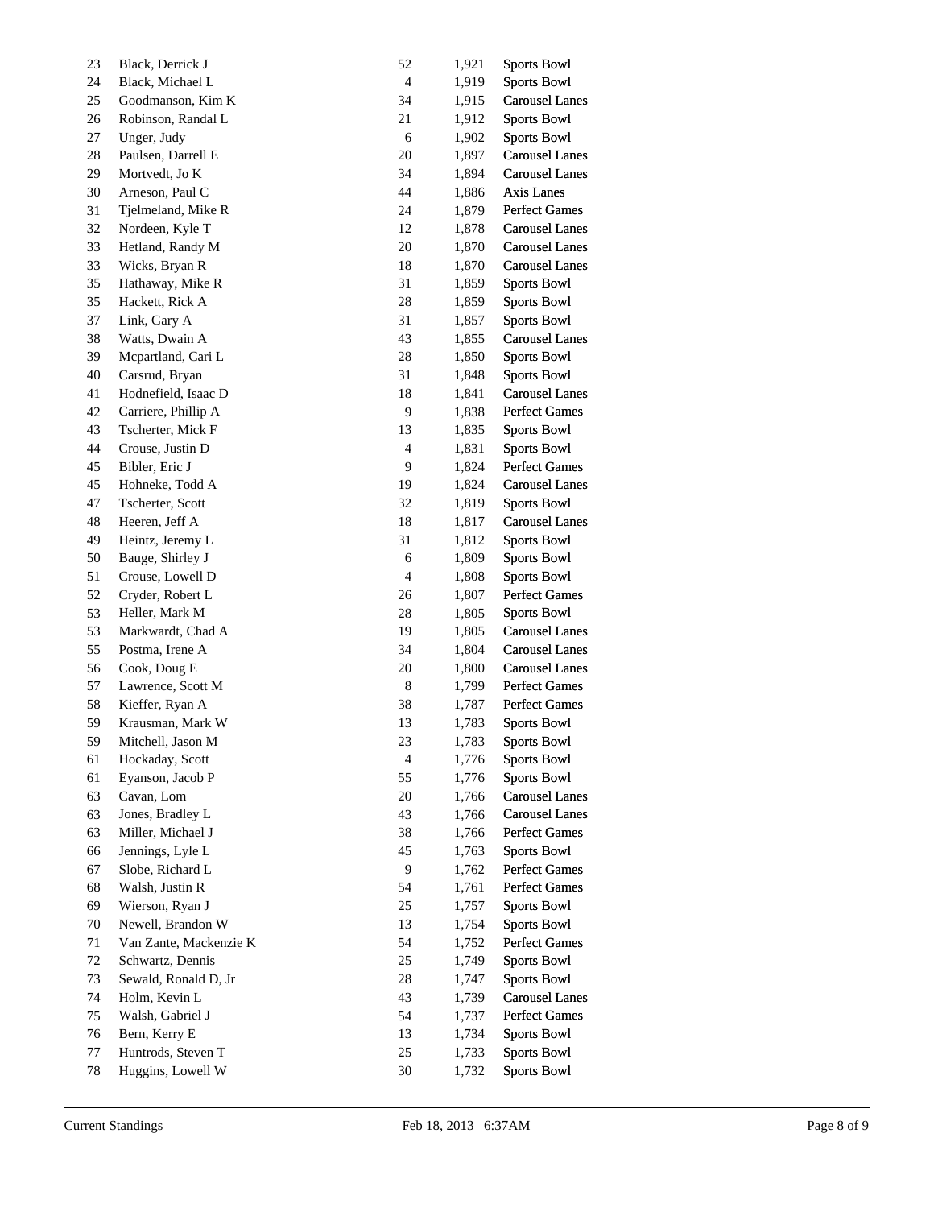| | | | | |
|---|---|---|---|---|
| 23 | Black, Derrick J | 52 | 1,921 | Sports Bowl |
| 24 | Black, Michael L | 4 | 1,919 | Sports Bowl |
| 25 | Goodmanson, Kim K | 34 | 1,915 | Carousel Lanes |
| 26 | Robinson, Randal L | 21 | 1,912 | Sports Bowl |
| 27 | Unger, Judy | 6 | 1,902 | Sports Bowl |
| 28 | Paulsen, Darrell E | 20 | 1,897 | Carousel Lanes |
| 29 | Mortvedt, Jo K | 34 | 1,894 | Carousel Lanes |
| 30 | Arneson, Paul C | 44 | 1,886 | Axis Lanes |
| 31 | Tjelmeland, Mike R | 24 | 1,879 | Perfect Games |
| 32 | Nordeen, Kyle T | 12 | 1,878 | Carousel Lanes |
| 33 | Hetland, Randy M | 20 | 1,870 | Carousel Lanes |
| 33 | Wicks, Bryan R | 18 | 1,870 | Carousel Lanes |
| 35 | Hathaway, Mike R | 31 | 1,859 | Sports Bowl |
| 35 | Hackett, Rick A | 28 | 1,859 | Sports Bowl |
| 37 | Link, Gary A | 31 | 1,857 | Sports Bowl |
| 38 | Watts, Dwain A | 43 | 1,855 | Carousel Lanes |
| 39 | Mcpartland, Cari L | 28 | 1,850 | Sports Bowl |
| 40 | Carsrud, Bryan | 31 | 1,848 | Sports Bowl |
| 41 | Hodnefield, Isaac D | 18 | 1,841 | Carousel Lanes |
| 42 | Carriere, Phillip A | 9 | 1,838 | Perfect Games |
| 43 | Tscherter, Mick F | 13 | 1,835 | Sports Bowl |
| 44 | Crouse, Justin D | 4 | 1,831 | Sports Bowl |
| 45 | Bibler, Eric J | 9 | 1,824 | Perfect Games |
| 45 | Hohneke, Todd A | 19 | 1,824 | Carousel Lanes |
| 47 | Tscherter, Scott | 32 | 1,819 | Sports Bowl |
| 48 | Heeren, Jeff A | 18 | 1,817 | Carousel Lanes |
| 49 | Heintz, Jeremy L | 31 | 1,812 | Sports Bowl |
| 50 | Bauge, Shirley J | 6 | 1,809 | Sports Bowl |
| 51 | Crouse, Lowell D | 4 | 1,808 | Sports Bowl |
| 52 | Cryder, Robert L | 26 | 1,807 | Perfect Games |
| 53 | Heller, Mark M | 28 | 1,805 | Sports Bowl |
| 53 | Markwardt, Chad A | 19 | 1,805 | Carousel Lanes |
| 55 | Postma, Irene A | 34 | 1,804 | Carousel Lanes |
| 56 | Cook, Doug E | 20 | 1,800 | Carousel Lanes |
| 57 | Lawrence, Scott M | 8 | 1,799 | Perfect Games |
| 58 | Kieffer, Ryan A | 38 | 1,787 | Perfect Games |
| 59 | Krausman, Mark W | 13 | 1,783 | Sports Bowl |
| 59 | Mitchell, Jason M | 23 | 1,783 | Sports Bowl |
| 61 | Hockaday, Scott | 4 | 1,776 | Sports Bowl |
| 61 | Eyanson, Jacob P | 55 | 1,776 | Sports Bowl |
| 63 | Cavan, Lom | 20 | 1,766 | Carousel Lanes |
| 63 | Jones, Bradley L | 43 | 1,766 | Carousel Lanes |
| 63 | Miller, Michael J | 38 | 1,766 | Perfect Games |
| 66 | Jennings, Lyle L | 45 | 1,763 | Sports Bowl |
| 67 | Slobe, Richard L | 9 | 1,762 | Perfect Games |
| 68 | Walsh, Justin R | 54 | 1,761 | Perfect Games |
| 69 | Wierson, Ryan J | 25 | 1,757 | Sports Bowl |
| 70 | Newell, Brandon W | 13 | 1,754 | Sports Bowl |
| 71 | Van Zante, Mackenzie K | 54 | 1,752 | Perfect Games |
| 72 | Schwartz, Dennis | 25 | 1,749 | Sports Bowl |
| 73 | Sewald, Ronald D, Jr | 28 | 1,747 | Sports Bowl |
| 74 | Holm, Kevin L | 43 | 1,739 | Carousel Lanes |
| 75 | Walsh, Gabriel J | 54 | 1,737 | Perfect Games |
| 76 | Bern, Kerry E | 13 | 1,734 | Sports Bowl |
| 77 | Huntrods, Steven T | 25 | 1,733 | Sports Bowl |
| 78 | Huggins, Lowell W | 30 | 1,732 | Sports Bowl |

Current Standings Feb 18, 2013 6:37AM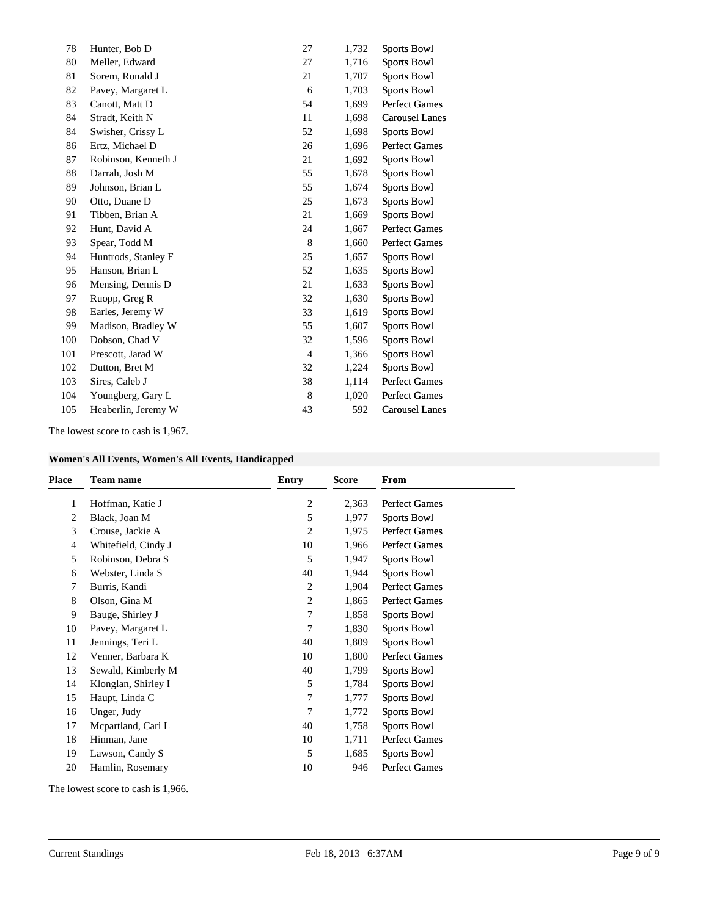| | | | | |
|---|---|---|---|---|
| 78 | Hunter, Bob D | 27 | 1,732 | Sports Bowl |
| 80 | Meller, Edward | 27 | 1,716 | Sports Bowl |
| 81 | Sorem, Ronald J | 21 | 1,707 | Sports Bowl |
| 82 | Pavey, Margaret L | 6 | 1,703 | Sports Bowl |
| 83 | Canott, Matt D | 54 | 1,699 | Perfect Games |
| 84 | Stradt, Keith N | 11 | 1,698 | Carousel Lanes |
| 84 | Swisher, Crissy L | 52 | 1,698 | Sports Bowl |
| 86 | Ertz, Michael D | 26 | 1,696 | Perfect Games |
| 87 | Robinson, Kenneth J | 21 | 1,692 | Sports Bowl |
| 88 | Darrah, Josh M | 55 | 1,678 | Sports Bowl |
| 89 | Johnson, Brian L | 55 | 1,674 | Sports Bowl |
| 90 | Otto, Duane D | 25 | 1,673 | Sports Bowl |
| 91 | Tibben, Brian A | 21 | 1,669 | Sports Bowl |
| 92 | Hunt, David A | 24 | 1,667 | Perfect Games |
| 93 | Spear, Todd M | 8 | 1,660 | Perfect Games |
| 94 | Huntrods, Stanley F | 25 | 1,657 | Sports Bowl |
| 95 | Hanson, Brian L | 52 | 1,635 | Sports Bowl |
| 96 | Mensing, Dennis D | 21 | 1,633 | Sports Bowl |
| 97 | Ruopp, Greg R | 32 | 1,630 | Sports Bowl |
| 98 | Earles, Jeremy W | 33 | 1,619 | Sports Bowl |
| 99 | Madison, Bradley W | 55 | 1,607 | Sports Bowl |
| 100 | Dobson, Chad V | 32 | 1,596 | Sports Bowl |
| 101 | Prescott, Jarad W | 4 | 1,366 | Sports Bowl |
| 102 | Dutton, Bret M | 32 | 1,224 | Sports Bowl |
| 103 | Sires, Caleb J | 38 | 1,114 | Perfect Games |
| 104 | Youngberg, Gary L | 8 | 1,020 | Perfect Games |
| 105 | Heaberlin, Jeremy W | 43 | 592 | Carousel Lanes |

The lowest score to cash is 1,967.

**Women's All Events, Women's All Events, Handicapped**

| Place | Team name | Entry | Score | From |
|---|---|---|---|---|
| 1 | Hoffman, Katie J | 2 | 2,363 | Perfect Games |
| 2 | Black, Joan M | 5 | 1,977 | Sports Bowl |
| 3 | Crouse, Jackie A | 2 | 1,975 | Perfect Games |
| 4 | Whitefield, Cindy J | 10 | 1,966 | Perfect Games |
| 5 | Robinson, Debra S | 5 | 1,947 | Sports Bowl |
| 6 | Webster, Linda S | 40 | 1,944 | Sports Bowl |
| 7 | Burris, Kandi | 2 | 1,904 | Perfect Games |
| 8 | Olson, Gina M | 2 | 1,865 | Perfect Games |
| 9 | Bauge, Shirley J | 7 | 1,858 | Sports Bowl |
| 10 | Pavey, Margaret L | 7 | 1,830 | Sports Bowl |
| 11 | Jennings, Teri L | 40 | 1,809 | Sports Bowl |
| 12 | Venner, Barbara K | 10 | 1,800 | Perfect Games |
| 13 | Sewald, Kimberly M | 40 | 1,799 | Sports Bowl |
| 14 | Klonglan, Shirley I | 5 | 1,784 | Sports Bowl |
| 15 | Haupt, Linda C | 7 | 1,777 | Sports Bowl |
| 16 | Unger, Judy | 7 | 1,772 | Sports Bowl |
| 17 | Mcpartland, Cari L | 40 | 1,758 | Sports Bowl |
| 18 | Hinman, Jane | 10 | 1,711 | Perfect Games |
| 19 | Lawson, Candy S | 5 | 1,685 | Sports Bowl |
| 20 | Hamlin, Rosemary | 10 | 946 | Perfect Games |

The lowest score to cash is 1,966.

Current Standings Feb 18, 2013 6:37AM